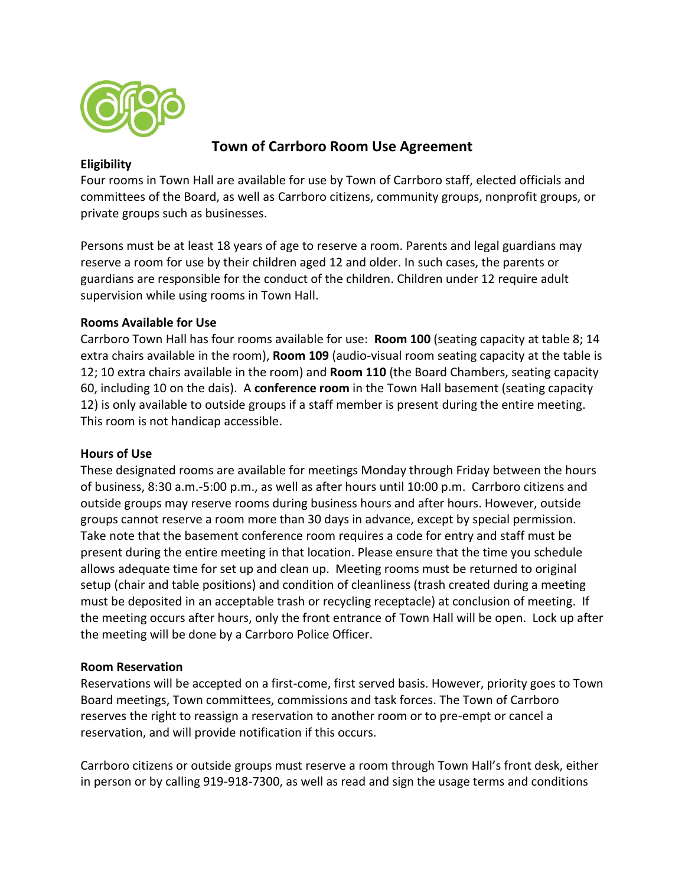# Town of Carrboro Room Use Agreement

**Eligibility**

Four rooms in Town Hall are available for use by Town of Carrboro staff, elected officials and committees of the Board, as well as Carrboro citizens, community groups, nonprofit groups, or private groups such as businesses.

Persons must be at least 18 years of age to reserve a room. Parents and legal guardians may reserve a room for use by their children aged 12 and older. In such cases, the parents or guardians are responsible for the conduct of the children. Children under 12 require adult supervision while using rooms in Town Hall.

**Rooms Available for Use**

Carrboro Town Hall has four rooms available for use: **Room 100** (seating capacity at table 8; 14 extra chairs available in the room), **Room 109** (audio-visual room seating capacity at the table is 12; 10 extra chairs available in the room) and **Room 110** (the Board Chambers, seating capacity 60, including 10 on the dais). A **conference room** in the Town Hall basement (seating capacity 12) is only available to outside groups if a staff member is present during the entire meeting. This room is not handicap accessible.

**Hours of Use**

These designated rooms are available for meetings Monday through Friday between the hours of business, 8:30 a.m.-5:00 p.m., as well as after hours until 10:00 p.m. Carrboro citizens and outside groups may reserve rooms during business hours and after hours. However, outside groups cannot reserve a room more than 30 days in advance, except by special permission. Take note that the basement conference room requires a code for entry and staff must be present during the entire meeting in that location. Please ensure that the time you schedule allows adequate time for set up and clean up. Meeting rooms must be returned to original setup (chair and table positions) and condition of cleanliness (trash created during a meeting must be deposited in an acceptable trash or recycling receptacle) at conclusion of meeting. If the meeting occurs after hours, only the front entrance of Town Hall will be open. Lock up after the meeting will be done by a Carrboro Police Officer.

**Room Reservation**

Reservations will be accepted on a first-come, first served basis. However, priority goes to Town Board meetings, Town committees, commissions and task forces. The Town of Carrboro reserves the right to reassign a reservation to another room or to pre-empt or cancel a reservation, and will provide notification if this occurs.

Carrboro citizens or outside groups must reserve a room through Town Hall's front desk, either in person or by calling 919-918-7300, as well as read and sign the usage terms and conditions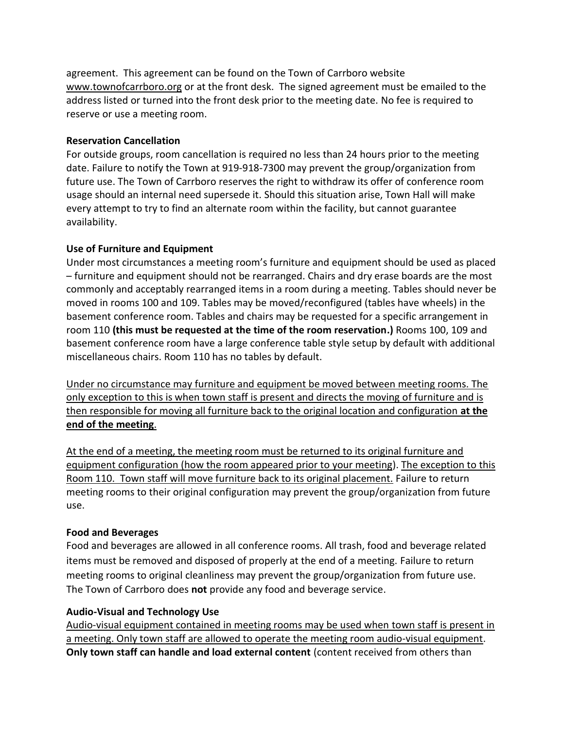agreement. This agreement can be found on the Town of Carrboro website www.townofcarrboro.org or at the front desk. The signed agreement must be emailed to the address listed or turned into the front desk prior to the meeting date. No fee is required to reserve or use a meeting room.

**Reservation Cancellation**

For outside groups, room cancellation is required no less than 24 hours prior to the meeting date. Failure to notify the Town at 919-918-7300 may prevent the group/organization from future use. The Town of Carrboro reserves the right to withdraw its offer of conference room usage should an internal need supersede it. Should this situation arise, Town Hall will make every attempt to try to find an alternate room within the facility, but cannot guarantee availability.

**Use of Furniture and Equipment**

Under most circumstances a meeting room's furniture and equipment should be used as placed – furniture and equipment should not be rearranged. Chairs and dry erase boards are the most commonly and acceptably rearranged items in a room during a meeting. Tables should never be moved in rooms 100 and 109. Tables may be moved/reconfigured (tables have wheels) in the basement conference room. Tables and chairs may be requested for a specific arrangement in room 110 **(this must be requested at the time of the room reservation.)** Rooms 100, 109 and basement conference room have a large conference table style setup by default with additional miscellaneous chairs. Room 110 has no tables by default.

Under no circumstance may furniture and equipment be moved between meeting rooms. The only exception to this is when town staff is present and directs the moving of furniture and is then responsible for moving all furniture back to the original location and configuration **at the end of the meeting**.

At the end of a meeting, the meeting room must be returned to its original furniture and equipment configuration (how the room appeared prior to your meeting). The exception to this Room 110. Town staff will move furniture back to its original placement. Failure to return meeting rooms to their original configuration may prevent the group/organization from future use.

**Food and Beverages**

Food and beverages are allowed in all conference rooms. All trash, food and beverage related items must be removed and disposed of properly at the end of a meeting. Failure to return meeting rooms to original cleanliness may prevent the group/organization from future use. The Town of Carrboro does **not** provide any food and beverage service.

**Audio-Visual and Technology Use**

Audio-visual equipment contained in meeting rooms may be used when town staff is present in a meeting. Only town staff are allowed to operate the meeting room audio-visual equipment. **Only town staff can handle and load external content** (content received from others than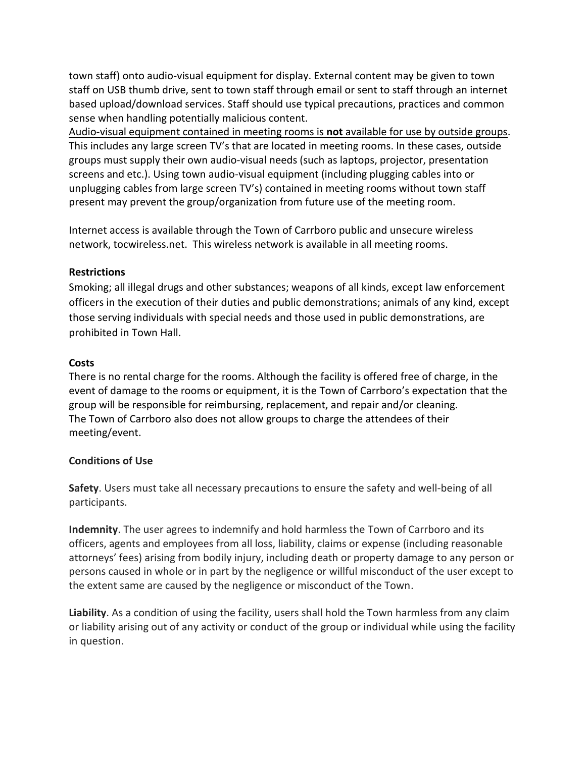town staff) onto audio-visual equipment for display. External content may be given to town staff on USB thumb drive, sent to town staff through email or sent to staff through an internet based upload/download services. Staff should use typical precautions, practices and common sense when handling potentially malicious content.

<u>Audio-visual equipment contained in meeting rooms is **not** available for use by outside groups</u>. This includes any large screen TV's that are located in meeting rooms. In these cases, outside groups must supply their own audio-visual needs (such as laptops, projector, presentation screens and etc.). Using town audio-visual equipment (including plugging cables into or unplugging cables from large screen TV's) contained in meeting rooms without town staff present may prevent the group/organization from future use of the meeting room.

Internet access is available through the Town of Carrboro public and unsecure wireless network, tocwireless.net. This wireless network is available in all meeting rooms.

**Restrictions**

Smoking; all illegal drugs and other substances; weapons of all kinds, except law enforcement officers in the execution of their duties and public demonstrations; animals of any kind, except those serving individuals with special needs and those used in public demonstrations, are prohibited in Town Hall.

**Costs**

There is no rental charge for the rooms. Although the facility is offered free of charge, in the event of damage to the rooms or equipment, it is the Town of Carrboro's expectation that the group will be responsible for reimbursing, replacement, and repair and/or cleaning.
The Town of Carrboro also does not allow groups to charge the attendees of their meeting/event.

**Conditions of Use**

**Safety**. Users must take all necessary precautions to ensure the safety and well-being of all participants.

**Indemnity**. The user agrees to indemnify and hold harmless the Town of Carrboro and its officers, agents and employees from all loss, liability, claims or expense (including reasonable attorneys' fees) arising from bodily injury, including death or property damage to any person or persons caused in whole or in part by the negligence or willful misconduct of the user except to the extent same are caused by the negligence or misconduct of the Town.

**Liability**. As a condition of using the facility, users shall hold the Town harmless from any claim or liability arising out of any activity or conduct of the group or individual while using the facility in question.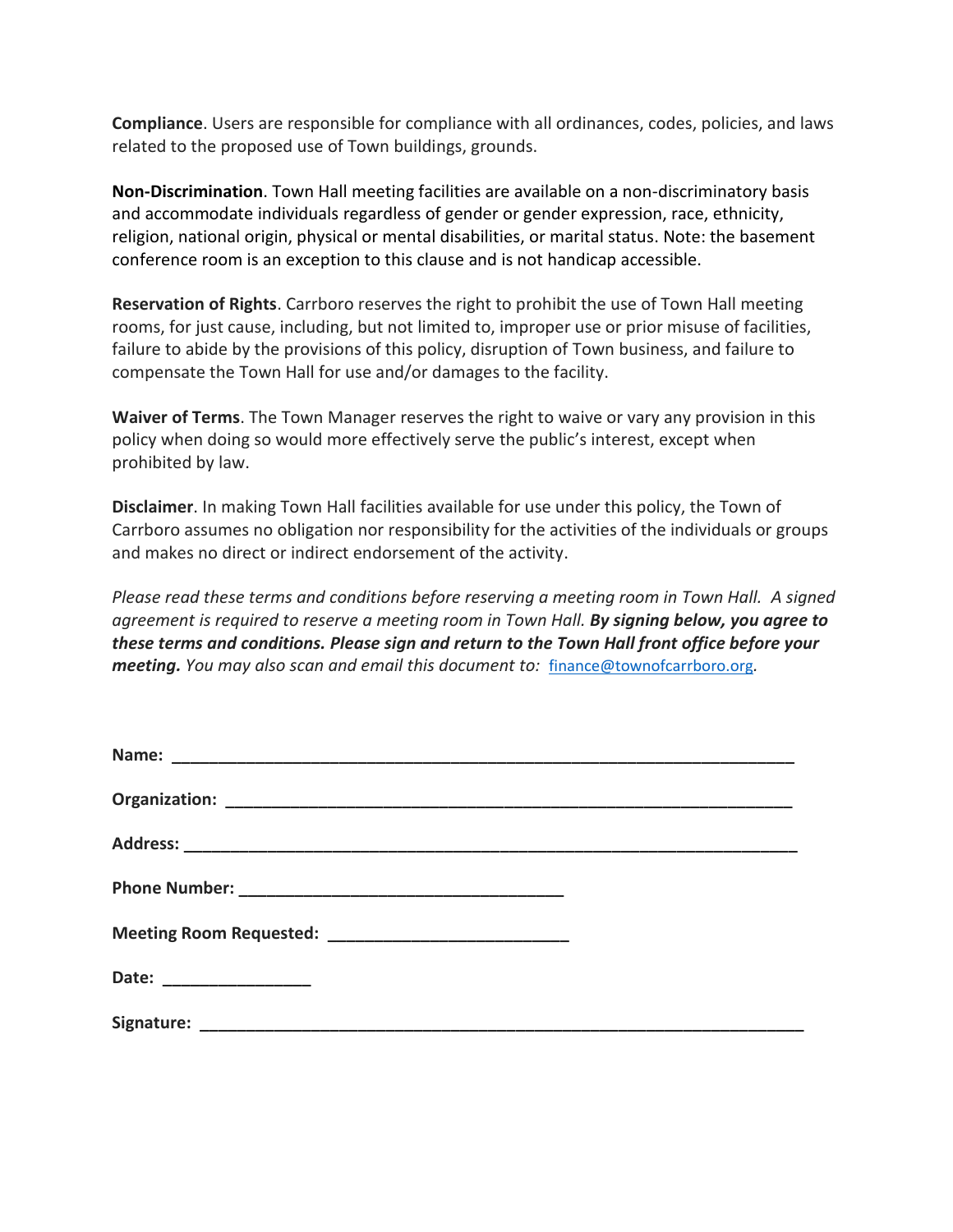**Compliance**. Users are responsible for compliance with all ordinances, codes, policies, and laws related to the proposed use of Town buildings, grounds.

**Non-Discrimination**. Town Hall meeting facilities are available on a non-discriminatory basis and accommodate individuals regardless of gender or gender expression, race, ethnicity, religion, national origin, physical or mental disabilities, or marital status. Note: the basement conference room is an exception to this clause and is not handicap accessible.

**Reservation of Rights**. Carrboro reserves the right to prohibit the use of Town Hall meeting rooms, for just cause, including, but not limited to, improper use or prior misuse of facilities, failure to abide by the provisions of this policy, disruption of Town business, and failure to compensate the Town Hall for use and/or damages to the facility.

**Waiver of Terms**. The Town Manager reserves the right to waive or vary any provision in this policy when doing so would more effectively serve the public's interest, except when prohibited by law.

**Disclaimer**. In making Town Hall facilities available for use under this policy, the Town of Carrboro assumes no obligation nor responsibility for the activities of the individuals or groups and makes no direct or indirect endorsement of the activity.

*Please read these terms and conditions before reserving a meeting room in Town Hall. A signed agreement is required to reserve a meeting room in Town Hall.* ***By signing below, you agree to these terms and conditions. Please sign and return to the Town Hall front office before your meeting.*** *You may also scan and email this document to:* finance@townofcarrboro.org.

**Name:** ______________________________________________________________________

**Organization:** _______________________________________________________________

**Address:** ____________________________________________________________________

**Phone Number:** ____________________________________

**Meeting Room Requested:** ___________________________

**Date:** ________________

**Signature:** ___________________________________________________________________